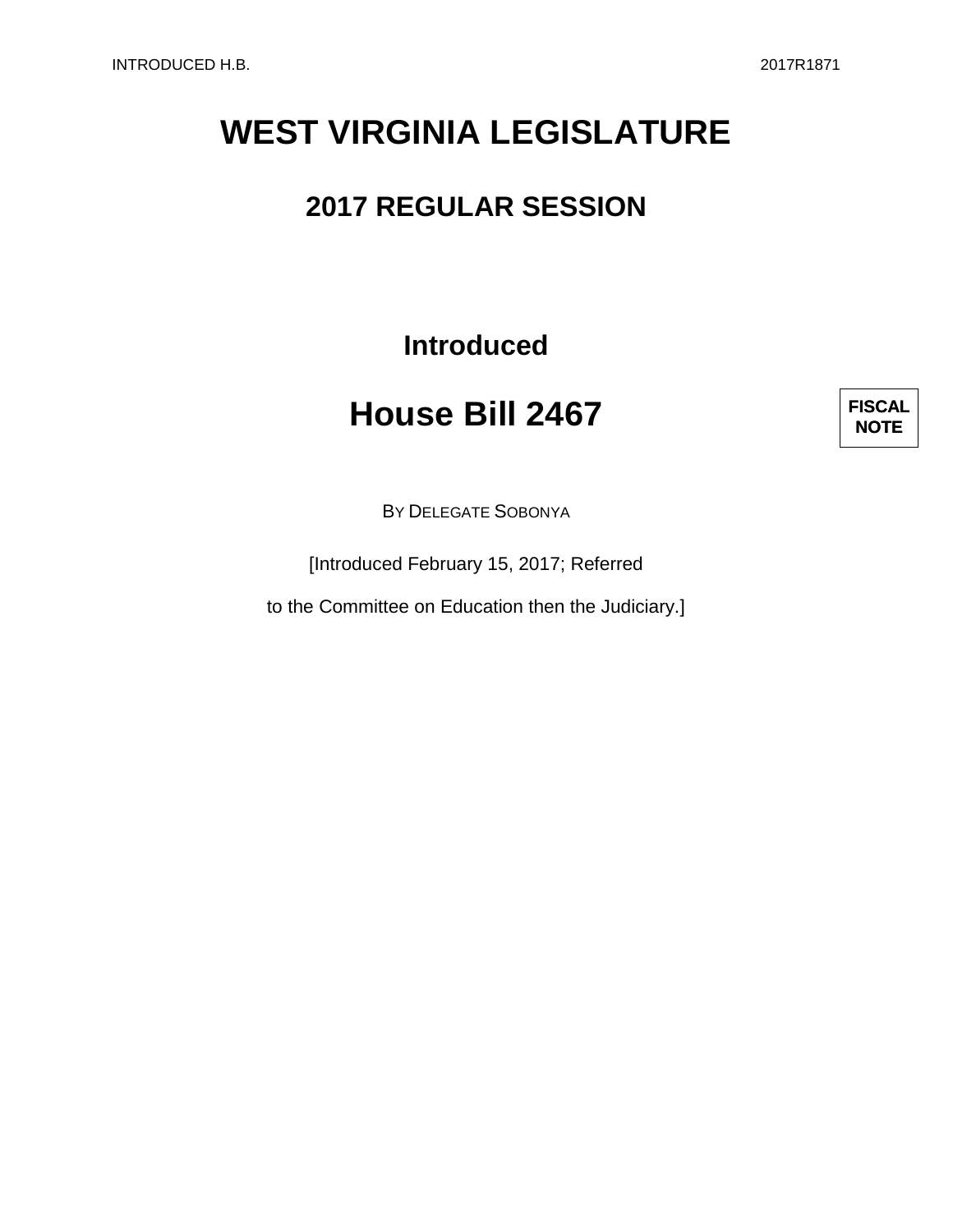# WEST VIRGINIA LEGISLATURE

## 2017 REGULAR SESSION

### Introduced

# House Bill 2467

**FISCAL NOTE**

BY DELEGATE SOBONYA

[Introduced February 15, 2017; Referred

to the Committee on Education then the Judiciary.]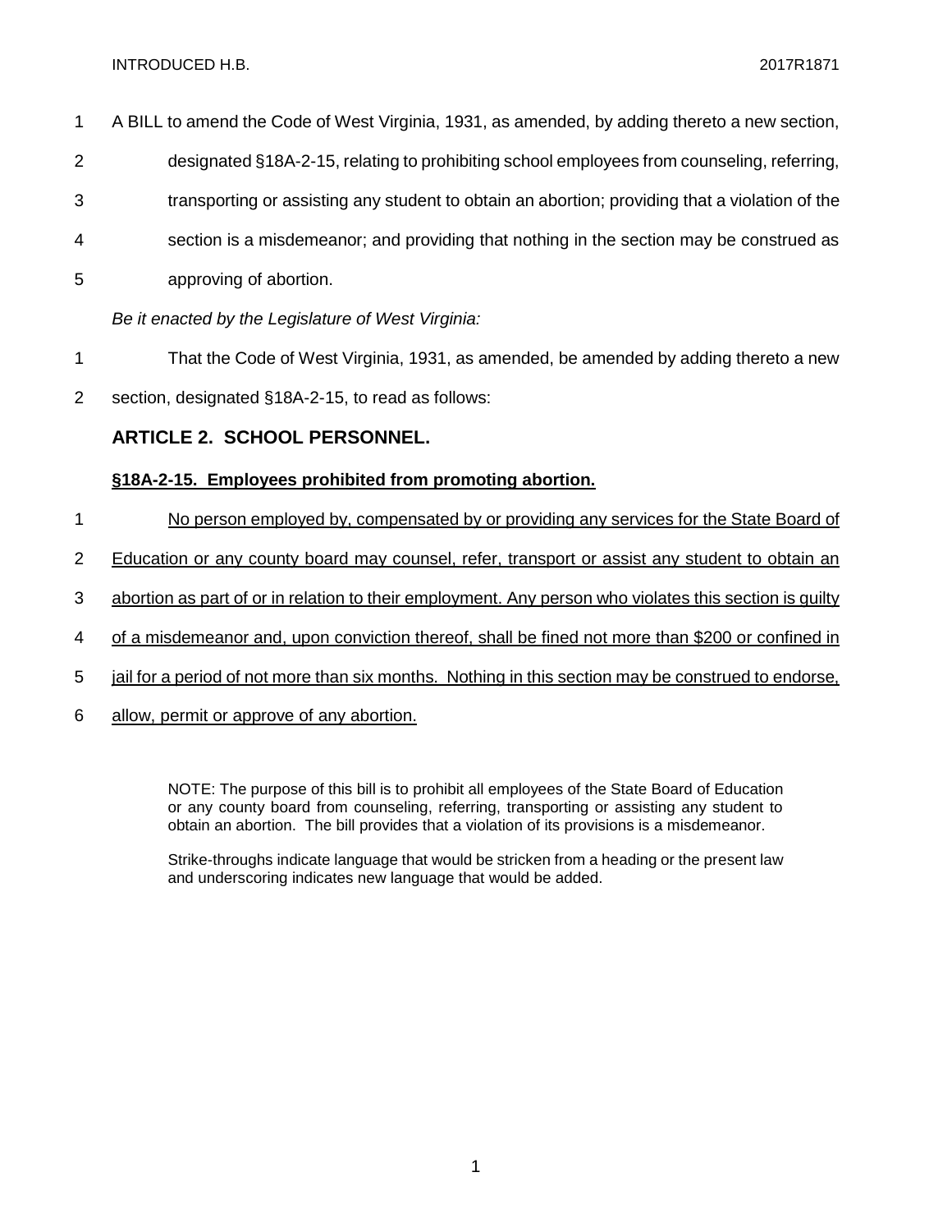A BILL to amend the Code of West Virginia, 1931, as amended, by adding thereto a new section, designated §18A-2-15, relating to prohibiting school employees from counseling, referring, transporting or assisting any student to obtain an abortion; providing that a violation of the section is a misdemeanor; and providing that nothing in the section may be construed as approving of abortion.

*Be it enacted by the Legislature of West Virginia:*

That the Code of West Virginia, 1931, as amended, be amended by adding thereto a new section, designated §18A-2-15, to read as follows:

## ARTICLE 2. SCHOOL PERSONNEL.

### <u>§18A-2-15. Employees prohibited from promoting abortion.</u>

<u>No person employed by, compensated by or providing any services for the State Board of Education or any county board may counsel, refer, transport or assist any student to obtain an abortion as part of or in relation to their employment. Any person who violates this section is guilty of a misdemeanor and, upon conviction thereof, shall be fined not more than $200 or confined in jail for a period of not more than six months. Nothing in this section may be construed to endorse, allow, permit or approve of any abortion.</u>

NOTE: The purpose of this bill is to prohibit all employees of the State Board of Education or any county board from counseling, referring, transporting or assisting any student to obtain an abortion. The bill provides that a violation of its provisions is a misdemeanor.

Strike-throughs indicate language that would be stricken from a heading or the present law and underscoring indicates new language that would be added.